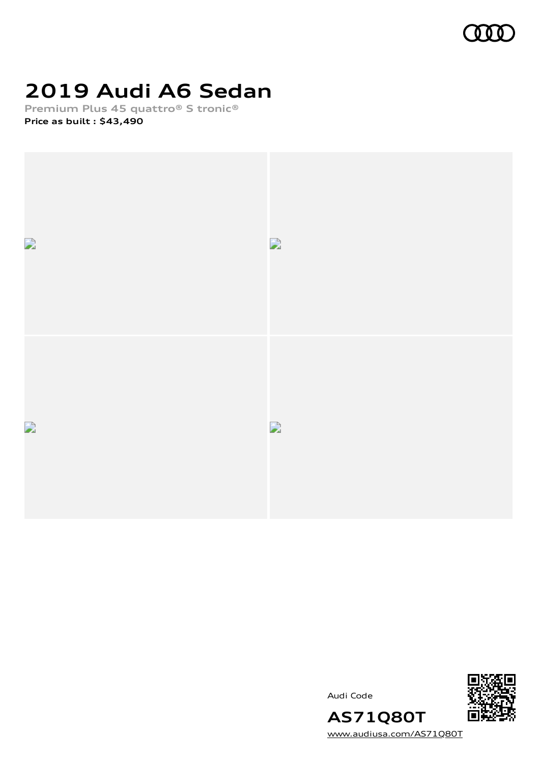# 2019 Audi A6 Sedan

**Premium Plus 45 quattro® S tronic®**

**Price as built : $43,490**

Audi Code

## AS71Q80T

[www.audiusa.com/AS71Q80T](www.audiusa.com/AS71Q80T)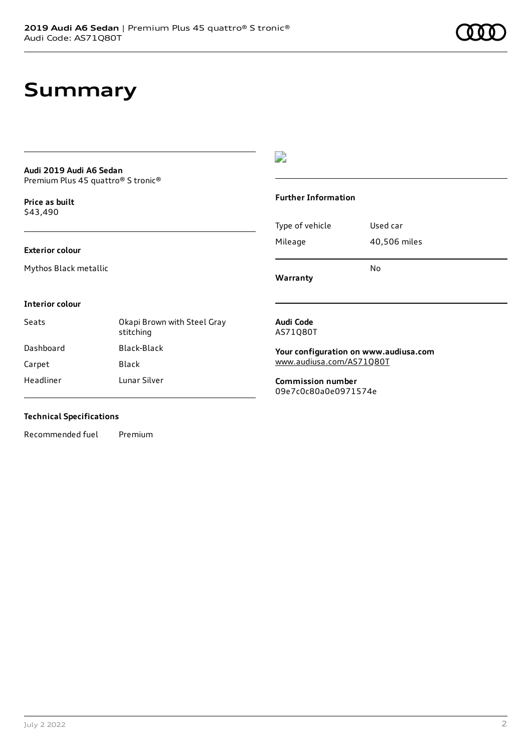# Summary

**Audi 2019 Audi A6 Sedan**
Premium Plus 45 quattro® S tronic®

**Price as built**
$43,490

**Exterior colour**

Mythos Black metallic

**Interior colour**

| | |
|---|---|
| Seats | Okapi Brown with Steel Gray stitching |
| Dashboard | Black-Black |
| Carpet | Black |
| Headliner | Lunar Silver |

**Technical Specifications**

| | |
|---|---|
| Recommended fuel | Premium |

**Further Information**

| | |
|---|---|
| Type of vehicle | Used car |
| Mileage | 40,506 miles |
| **Warranty** | No |

**Audi Code**
AS71Q80T

**Your configuration on www.audiusa.com**
www.audiusa.com/AS71Q80T

**Commission number**
09e7c0c80a0e0971574e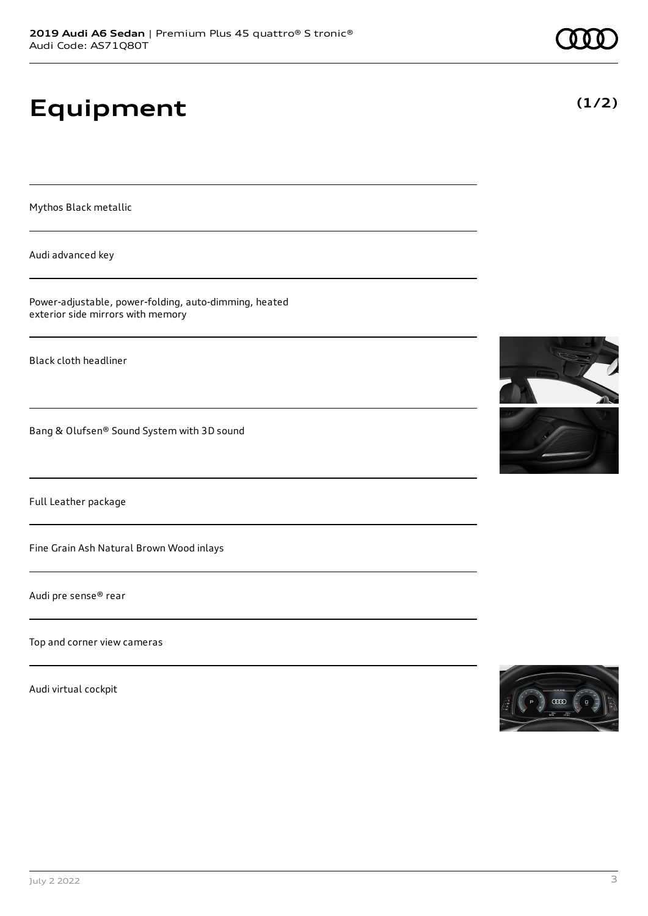# Equipment

**(1/2)**

Mythos Black metallic

Audi advanced key

Power-adjustable, power-folding, auto-dimming, heated exterior side mirrors with memory

Black cloth headliner

Bang & Olufsen® Sound System with 3D sound

Full Leather package

Fine Grain Ash Natural Brown Wood inlays

Audi pre sense® rear

Top and corner view cameras

Audi virtual cockpit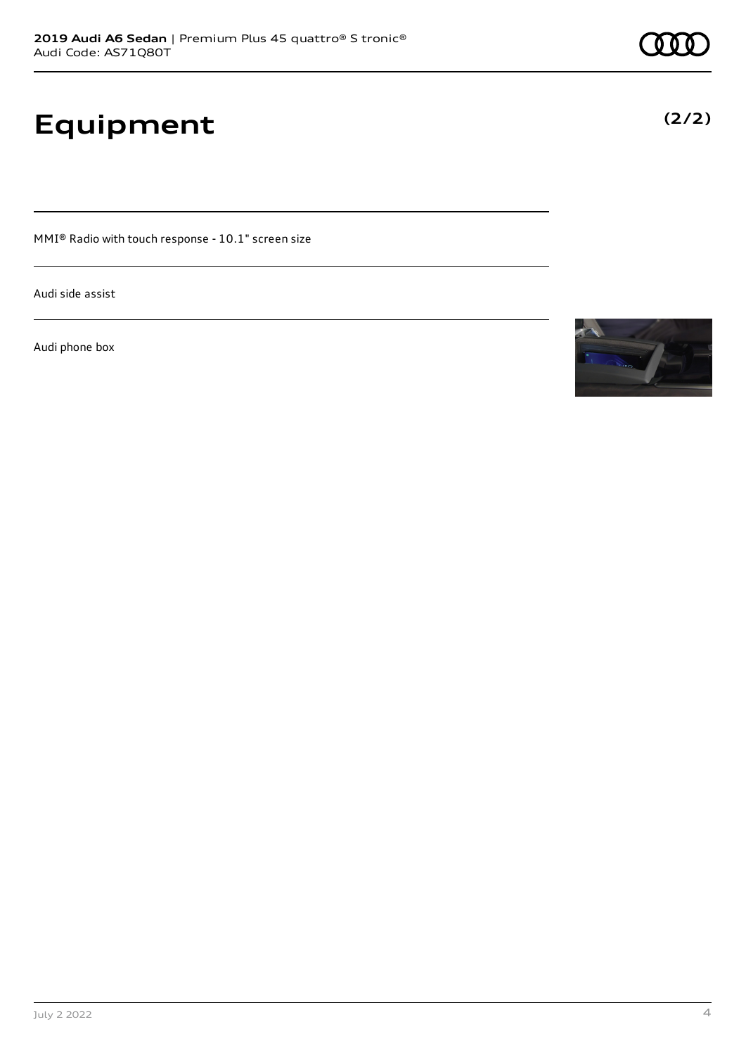# Equipment

**(2/2)**

MMI® Radio with touch response - 10.1" screen size

Audi side assist

Audi phone box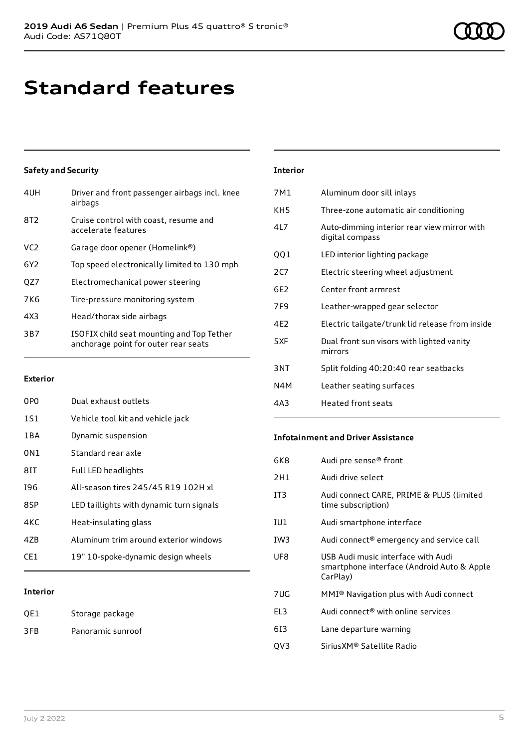# Standard features

### Safety and Security

| | |
|---|---|
| 4UH | Driver and front passenger airbags incl. knee airbags |
| 8T2 | Cruise control with coast, resume and accelerate features |
| VC2 | Garage door opener (Homelink®) |
| 6Y2 | Top speed electronically limited to 130 mph |
| QZ7 | Electromechanical power steering |
| 7K6 | Tire-pressure monitoring system |
| 4X3 | Head/thorax side airbags |
| 3B7 | ISOFIX child seat mounting and Top Tether anchorage point for outer rear seats |

### Exterior

| | |
|---|---|
| 0P0 | Dual exhaust outlets |
| 1S1 | Vehicle tool kit and vehicle jack |
| 1BA | Dynamic suspension |
| 0N1 | Standard rear axle |
| 8IT | Full LED headlights |
| I96 | All-season tires 245/45 R19 102H xl |
| 8SP | LED taillights with dynamic turn signals |
| 4KC | Heat-insulating glass |
| 4ZB | Aluminum trim around exterior windows |
| CE1 | 19" 10-spoke-dynamic design wheels |

### Interior

| | |
|---|---|
| QE1 | Storage package |
| 3FB | Panoramic sunroof |

### Interior

| | |
|---|---|
| 7M1 | Aluminum door sill inlays |
| KH5 | Three-zone automatic air conditioning |
| 4L7 | Auto-dimming interior rear view mirror with digital compass |
| QQ1 | LED interior lighting package |
| 2C7 | Electric steering wheel adjustment |
| 6E2 | Center front armrest |
| 7F9 | Leather-wrapped gear selector |
| 4E2 | Electric tailgate/trunk lid release from inside |
| 5XF | Dual front sun visors with lighted vanity mirrors |
| 3NT | Split folding 40:20:40 rear seatbacks |
| N4M | Leather seating surfaces |
| 4A3 | Heated front seats |

### Infotainment and Driver Assistance

| | |
|---|---|
| 6K8 | Audi pre sense® front |
| 2H1 | Audi drive select |
| IT3 | Audi connect CARE, PRIME & PLUS (limited time subscription) |
| IU1 | Audi smartphone interface |
| IW3 | Audi connect® emergency and service call |
| UF8 | USB Audi music interface with Audi smartphone interface (Android Auto & Apple CarPlay) |
| 7UG | MMI® Navigation plus with Audi connect |
| EL3 | Audi connect® with online services |
| 6I3 | Lane departure warning |
| QV3 | SiriusXM® Satellite Radio |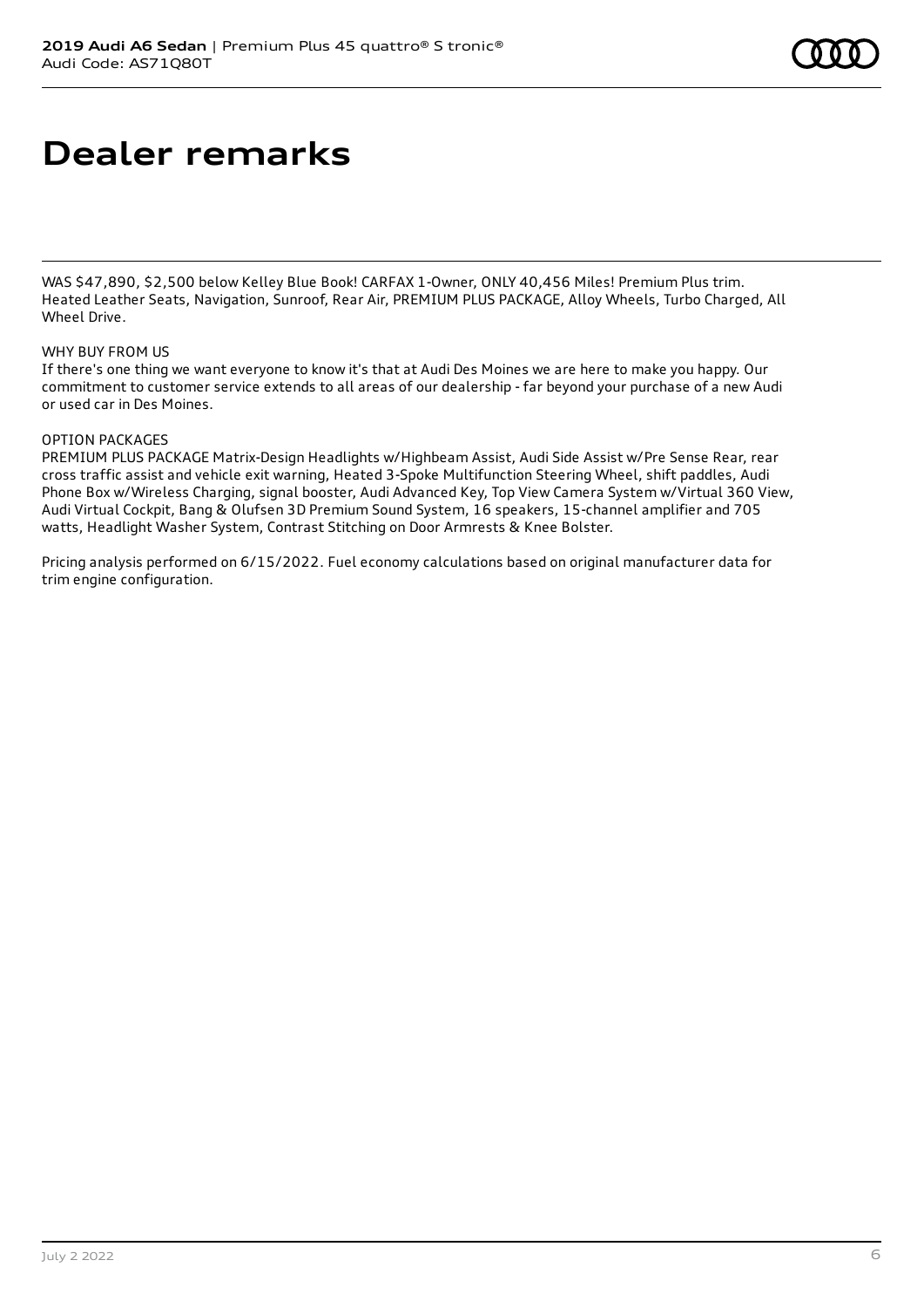# Dealer remarks

WAS $47,890, $2,500 below Kelley Blue Book! CARFAX 1-Owner, ONLY 40,456 Miles! Premium Plus trim. Heated Leather Seats, Navigation, Sunroof, Rear Air, PREMIUM PLUS PACKAGE, Alloy Wheels, Turbo Charged, All Wheel Drive.

WHY BUY FROM US

If there's one thing we want everyone to know it's that at Audi Des Moines we are here to make you happy. Our commitment to customer service extends to all areas of our dealership - far beyond your purchase of a new Audi or used car in Des Moines.

OPTION PACKAGES

PREMIUM PLUS PACKAGE Matrix-Design Headlights w/Highbeam Assist, Audi Side Assist w/Pre Sense Rear, rear cross traffic assist and vehicle exit warning, Heated 3-Spoke Multifunction Steering Wheel, shift paddles, Audi Phone Box w/Wireless Charging, signal booster, Audi Advanced Key, Top View Camera System w/Virtual 360 View, Audi Virtual Cockpit, Bang & Olufsen 3D Premium Sound System, 16 speakers, 15-channel amplifier and 705 watts, Headlight Washer System, Contrast Stitching on Door Armrests & Knee Bolster.

Pricing analysis performed on 6/15/2022. Fuel economy calculations based on original manufacturer data for trim engine configuration.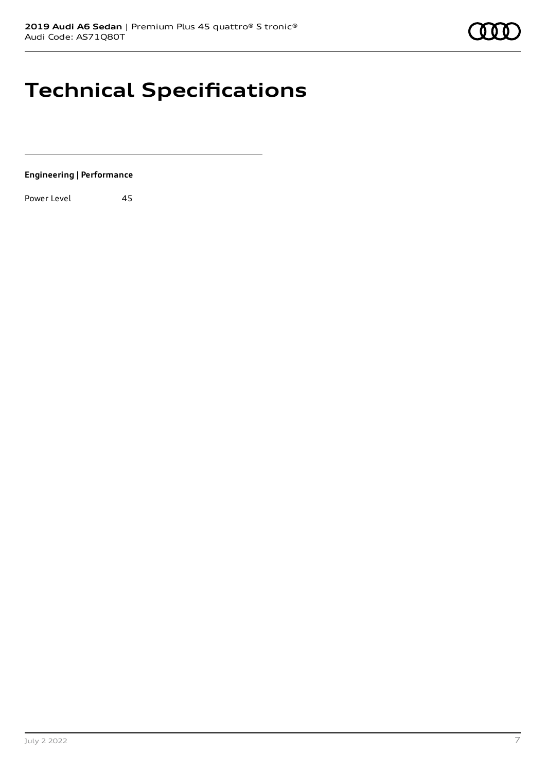# Technical Specifications

**Engineering | Performance**

| | |
|---|---|
| Power Level | 45 |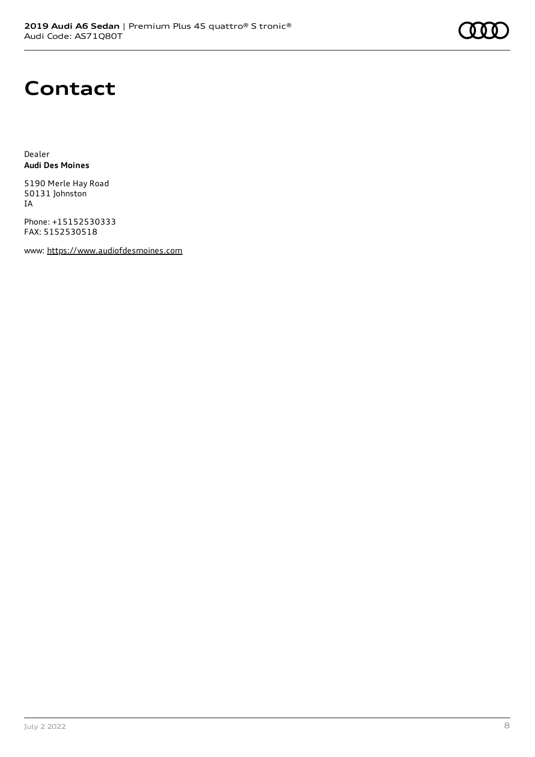# Contact

Dealer
**Audi Des Moines**

5190 Merle Hay Road
50131 Johnston
IA

Phone: +15152530333
FAX: 5152530518

www: https://www.audiofdesmoines.com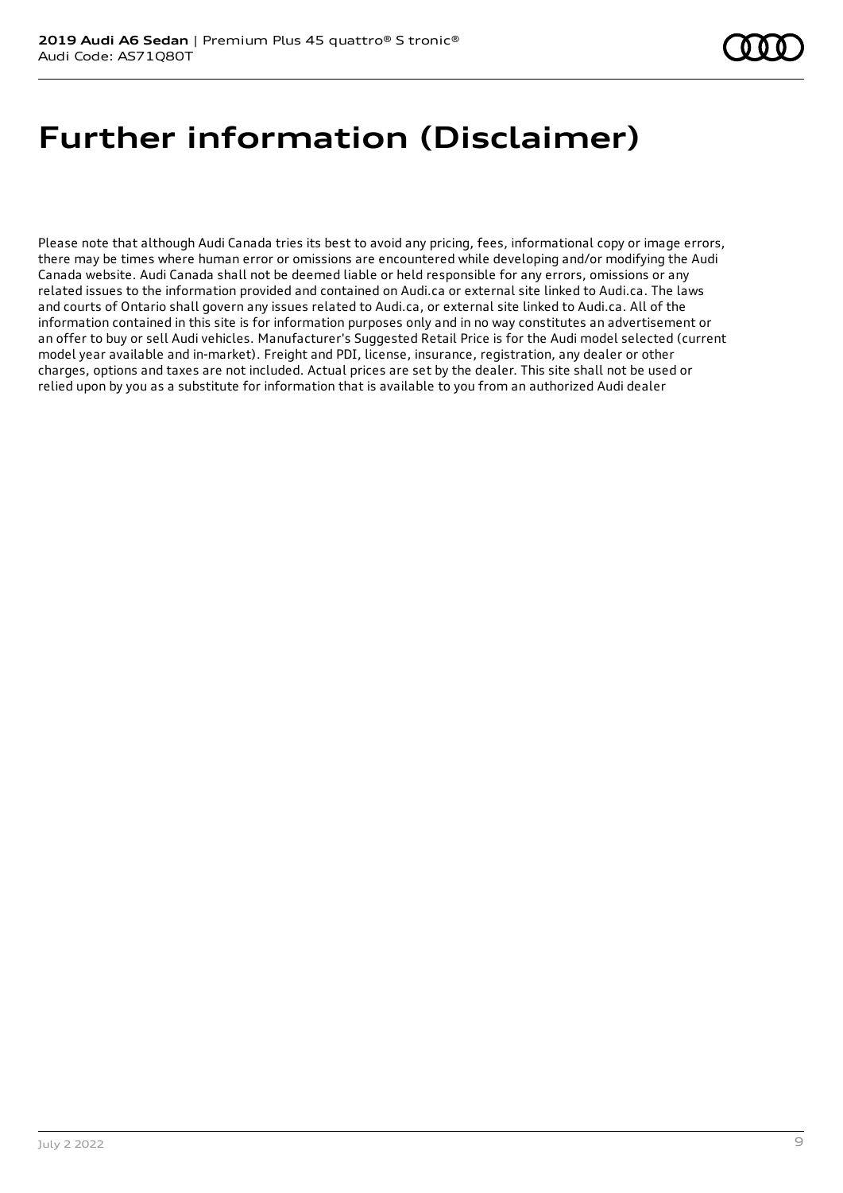# Further information (Disclaimer)

Please note that although Audi Canada tries its best to avoid any pricing, fees, informational copy or image errors, there may be times where human error or omissions are encountered while developing and/or modifying the Audi Canada website. Audi Canada shall not be deemed liable or held responsible for any errors, omissions or any related issues to the information provided and contained on Audi.ca or external site linked to Audi.ca. The laws and courts of Ontario shall govern any issues related to Audi.ca, or external site linked to Audi.ca. All of the information contained in this site is for information purposes only and in no way constitutes an advertisement or an offer to buy or sell Audi vehicles. Manufacturer's Suggested Retail Price is for the Audi model selected (current model year available and in-market). Freight and PDI, license, insurance, registration, any dealer or other charges, options and taxes are not included. Actual prices are set by the dealer. This site shall not be used or relied upon by you as a substitute for information that is available to you from an authorized Audi dealer